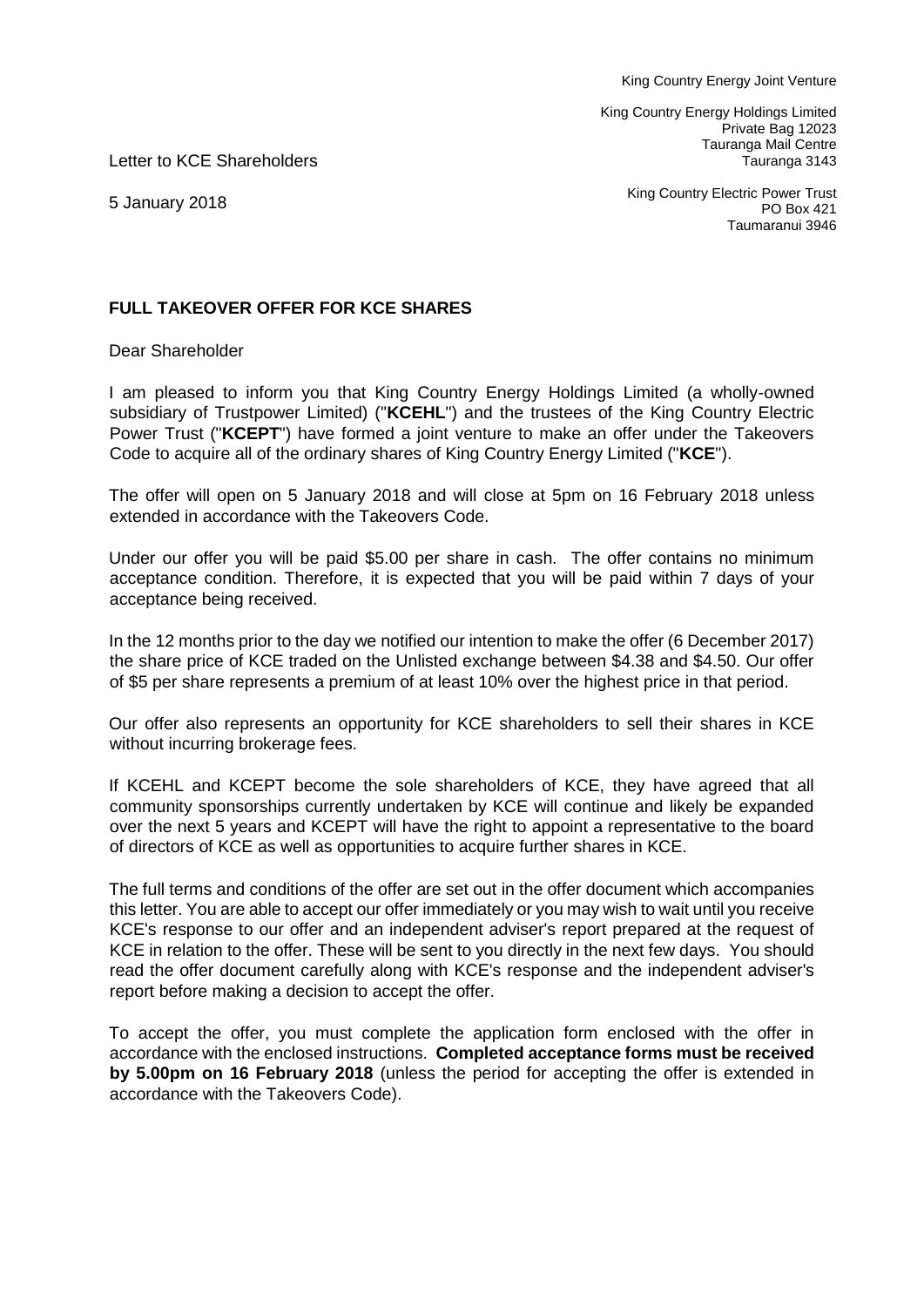King Country Energy Joint Venture

King Country Energy Holdings Limited
Private Bag 12023
Tauranga Mail Centre
Tauranga 3143

King Country Electric Power Trust
PO Box 421
Taumaranui 3946

Letter to KCE Shareholders

5 January 2018

**FULL TAKEOVER OFFER FOR KCE SHARES**

Dear Shareholder

I am pleased to inform you that King Country Energy Holdings Limited (a wholly-owned subsidiary of Trustpower Limited) ("**KCEHL**") and the trustees of the King Country Electric Power Trust ("**KCEPT**") have formed a joint venture to make an offer under the Takeovers Code to acquire all of the ordinary shares of King Country Energy Limited ("**KCE**").

The offer will open on 5 January 2018 and will close at 5pm on 16 February 2018 unless extended in accordance with the Takeovers Code.

Under our offer you will be paid $5.00 per share in cash. The offer contains no minimum acceptance condition. Therefore, it is expected that you will be paid within 7 days of your acceptance being received.

In the 12 months prior to the day we notified our intention to make the offer (6 December 2017) the share price of KCE traded on the Unlisted exchange between $4.38 and $4.50. Our offer of $5 per share represents a premium of at least 10% over the highest price in that period.

Our offer also represents an opportunity for KCE shareholders to sell their shares in KCE without incurring brokerage fees.

If KCEHL and KCEPT become the sole shareholders of KCE, they have agreed that all community sponsorships currently undertaken by KCE will continue and likely be expanded over the next 5 years and KCEPT will have the right to appoint a representative to the board of directors of KCE as well as opportunities to acquire further shares in KCE.

The full terms and conditions of the offer are set out in the offer document which accompanies this letter. You are able to accept our offer immediately or you may wish to wait until you receive KCE's response to our offer and an independent adviser's report prepared at the request of KCE in relation to the offer. These will be sent to you directly in the next few days. You should read the offer document carefully along with KCE's response and the independent adviser's report before making a decision to accept the offer.

To accept the offer, you must complete the application form enclosed with the offer in accordance with the enclosed instructions. **Completed acceptance forms must be received by 5.00pm on 16 February 2018** (unless the period for accepting the offer is extended in accordance with the Takeovers Code).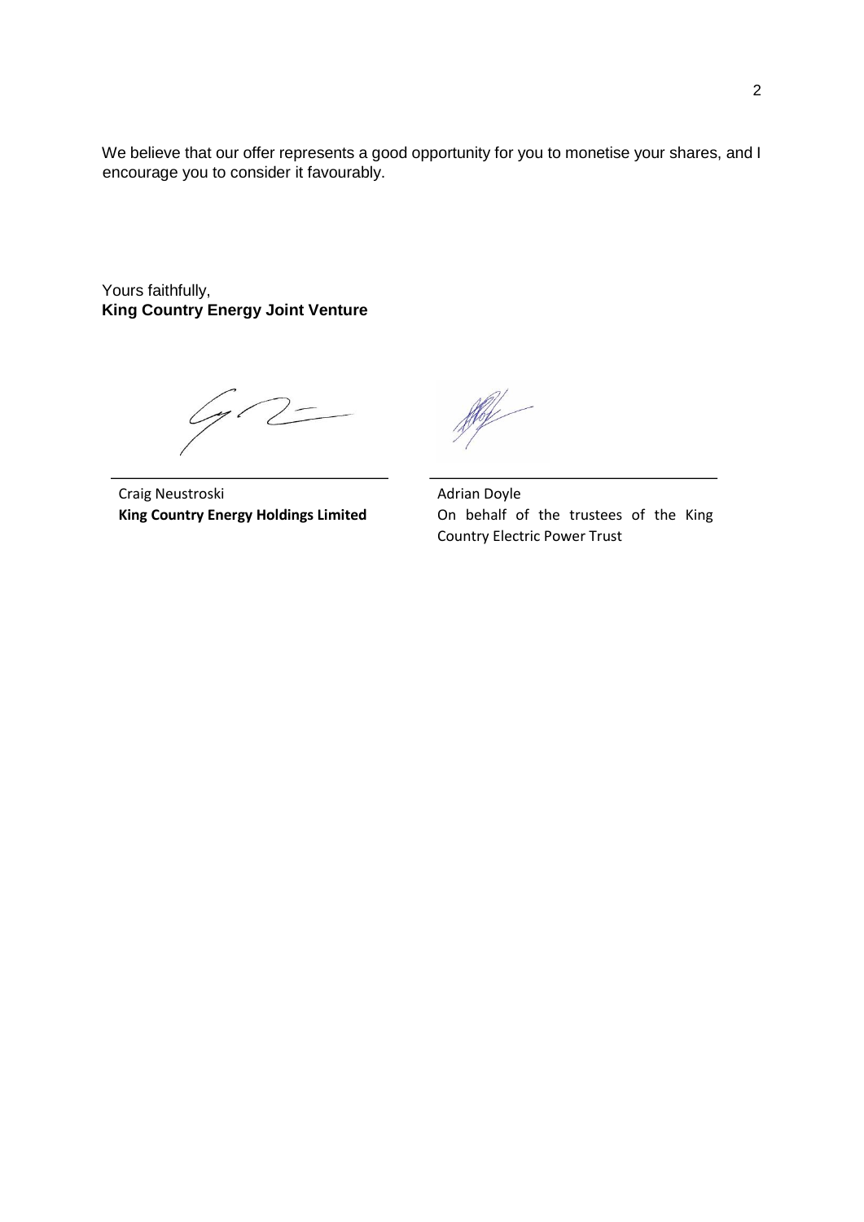We believe that our offer represents a good opportunity for you to monetise your shares, and I encourage you to consider it favourably.

Yours faithfully,
**King Country Energy Joint Venture**

Craig Neustroski
**King Country Energy Holdings Limited**

Adrian Doyle
On behalf of the trustees of the King Country Electric Power Trust